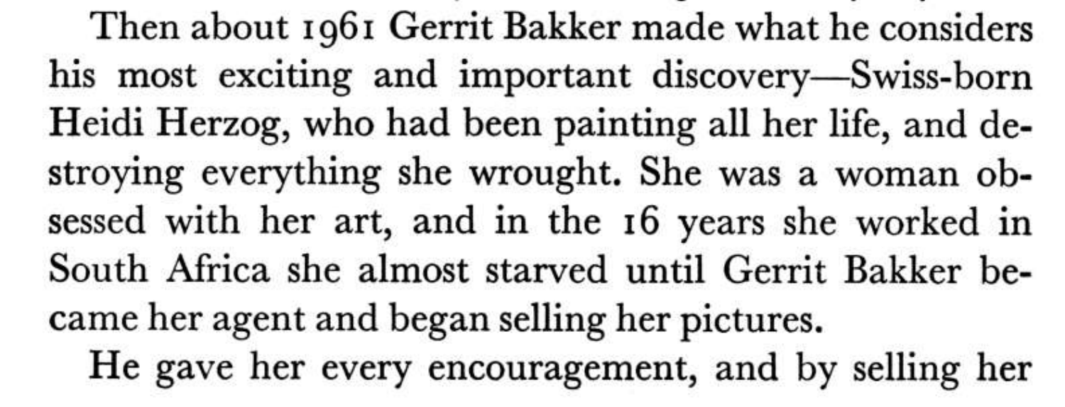Then about 1961 Gerrit Bakker made what he considers his most exciting and important discovery—Swiss-born Heidi Herzog, who had been painting all her life, and destroying everything she wrought. She was a woman obsessed with her art, and in the 16 years she worked in South Africa she almost starved until Gerrit Bakker became her agent and began selling her pictures.

He gave her every encouragement, and by selling her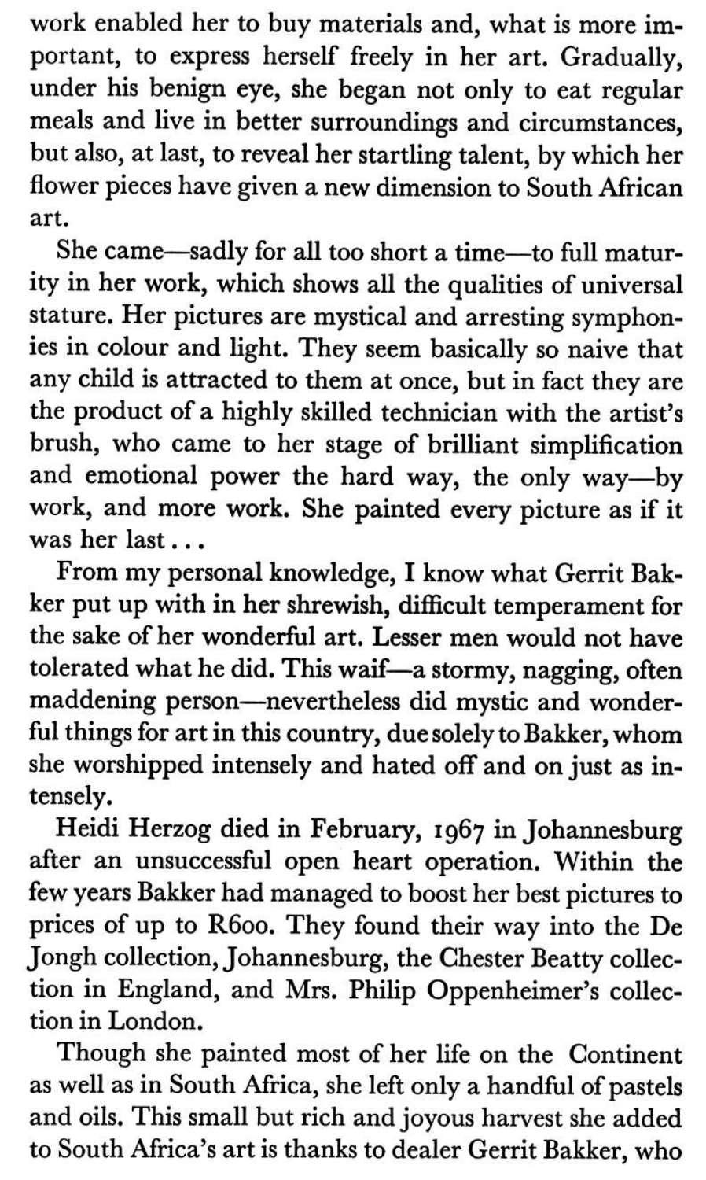work enabled her to buy materials and, what is more important, to express herself freely in her art. Gradually, under his benign eye, she began not only to eat regular meals and live in better surroundings and circumstances, but also, at last, to reveal her startling talent, by which her flower pieces have given a new dimension to South African art.

She came—sadly for all too short a time—to full maturity in her work, which shows all the qualities of universal stature. Her pictures are mystical and arresting symphonies in colour and light. They seem basically so naive that any child is attracted to them at once, but in fact they are the product of a highly skilled technician with the artist's brush, who came to her stage of brilliant simplification and emotional power the hard way, the only way—by work, and more work. She painted every picture as if it was her last . . .

From my personal knowledge, I know what Gerrit Bakker put up with in her shrewish, difficult temperament for the sake of her wonderful art. Lesser men would not have tolerated what he did. This waif—a stormy, nagging, often maddening person—nevertheless did mystic and wonderful things for art in this country, due solely to Bakker, whom she worshipped intensely and hated off and on just as intensely.

Heidi Herzog died in February, 1967 in Johannesburg after an unsuccessful open heart operation. Within the few years Bakker had managed to boost her best pictures to prices of up to R600. They found their way into the De Jongh collection, Johannesburg, the Chester Beatty collection in England, and Mrs. Philip Oppenheimer's collection in London.

Though she painted most of her life on the Continent as well as in South Africa, she left only a handful of pastels and oils. This small but rich and joyous harvest she added to South Africa's art is thanks to dealer Gerrit Bakker, who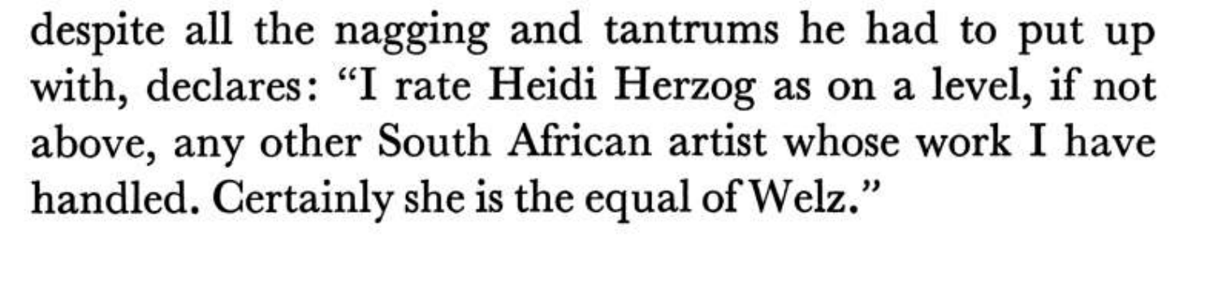despite all the nagging and tantrums he had to put up with, declares: "I rate Heidi Herzog as on a level, if not above, any other South African artist whose work I have handled. Certainly she is the equal of Welz."